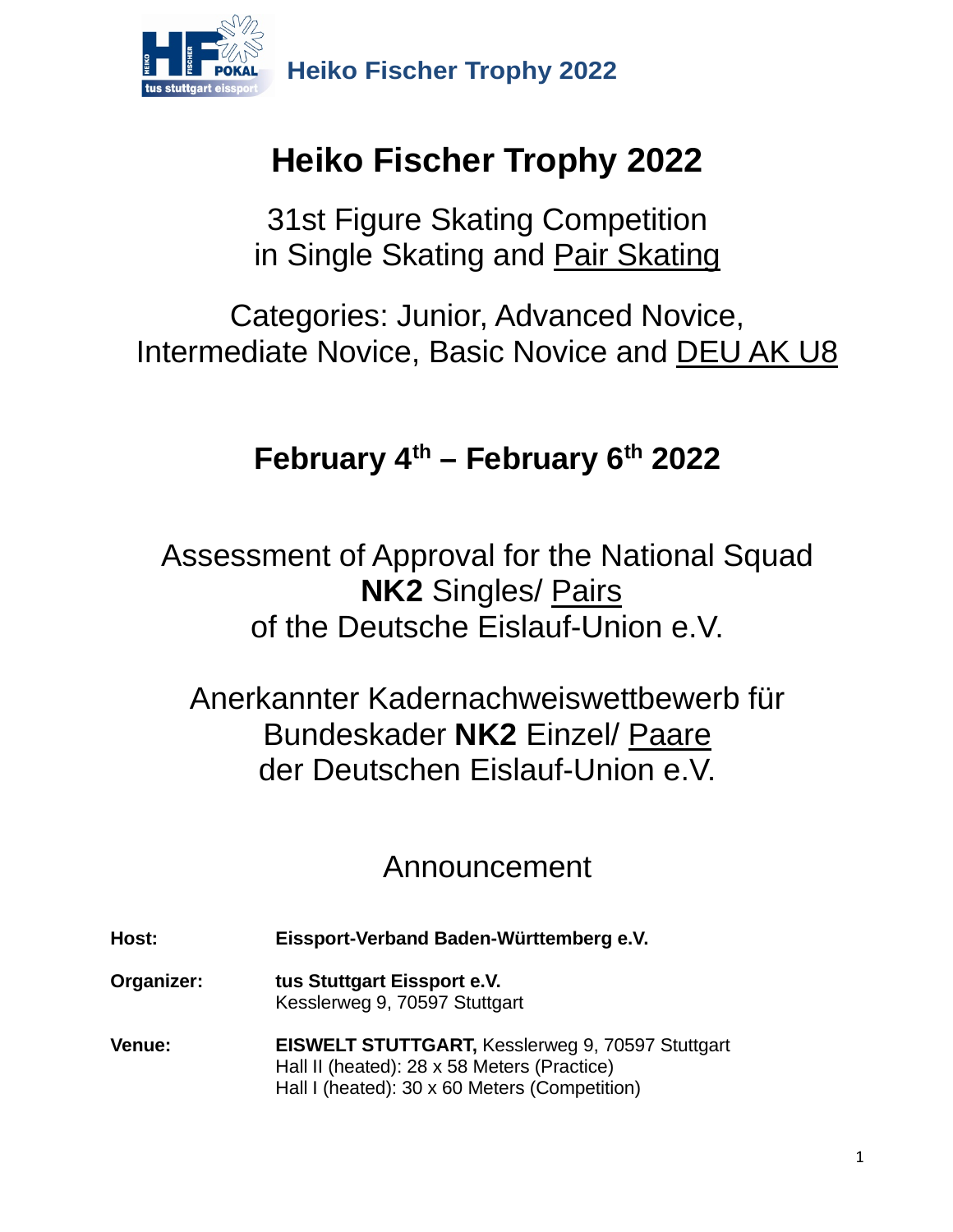# Heiko Fischer Trophy 2022

31st Figure Skating Competition
in Single Skating and <u>Pair Skating</u>

Categories: Junior, Advanced Novice,
Intermediate Novice, Basic Novice and <u>DEU AK U8</u>

## February 4th – February 6th 2022

Assessment of Approval for the National Squad
**NK2** Singles/ <u>Pairs</u>
of the Deutsche Eislauf-Union e.V.

Anerkannter Kadernachweiswettbewerb für
Bundeskader **NK2** Einzel/ <u>Paare</u>
der Deutschen Eislauf-Union e.V.

Announcement

| | |
|---|---|
| **Host:** | **Eissport-Verband Baden-Württemberg e.V.** |
| **Organizer:** | **tus Stuttgart Eissport e.V.**<br>Kesslerweg 9, 70597 Stuttgart |
| **Venue:** | **EISWELT STUTTGART,** Kesslerweg 9, 70597 Stuttgart<br>Hall II (heated): 28 x 58 Meters (Practice)<br>Hall I (heated): 30 x 60 Meters (Competition) |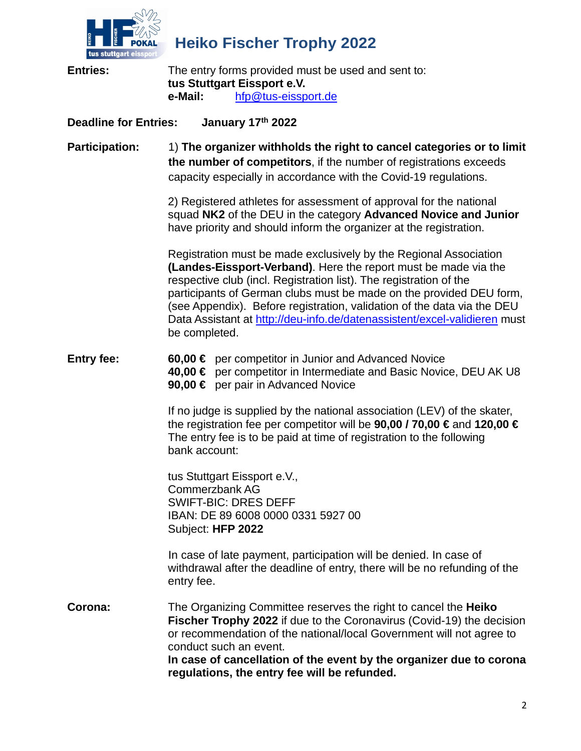# Heiko Fischer Trophy 2022

**Entries:** The entry forms provided must be used and sent to:
**tus Stuttgart Eissport e.V.**
**e-Mail:** hfp@tus-eissport.de

**Deadline for Entries:** **January 17th 2022**

**Participation:** 1) **The organizer withholds the right to cancel categories or to limit the number of competitors**, if the number of registrations exceeds capacity especially in accordance with the Covid-19 regulations.

2) Registered athletes for assessment of approval for the national squad **NK2** of the DEU in the category **Advanced Novice and Junior** have priority and should inform the organizer at the registration.

Registration must be made exclusively by the Regional Association **(Landes-Eissport-Verband)**. Here the report must be made via the respective club (incl. Registration list). The registration of the participants of German clubs must be made on the provided DEU form, (see Appendix). Before registration, validation of the data via the DEU Data Assistant at http://deu-info.de/datenassistent/excel-validieren must be completed.

**Entry fee:**

**60,00 €** per competitor in Junior and Advanced Novice
**40,00 €** per competitor in Intermediate and Basic Novice, DEU AK U8
**90,00 €** per pair in Advanced Novice

If no judge is supplied by the national association (LEV) of the skater, the registration fee per competitor will be **90,00 / 70,00 €** and **120,00 €** The entry fee is to be paid at time of registration to the following bank account:

tus Stuttgart Eissport e.V.,
Commerzbank AG
SWIFT-BIC: DRES DEFF
IBAN: DE 89 6008 0000 0331 5927 00
Subject: **HFP 2022**

In case of late payment, participation will be denied. In case of withdrawal after the deadline of entry, there will be no refunding of the entry fee.

**Corona:** The Organizing Committee reserves the right to cancel the **Heiko Fischer Trophy 2022** if due to the Coronavirus (Covid-19) the decision or recommendation of the national/local Government will not agree to conduct such an event.
**In case of cancellation of the event by the organizer due to corona regulations, the entry fee will be refunded.**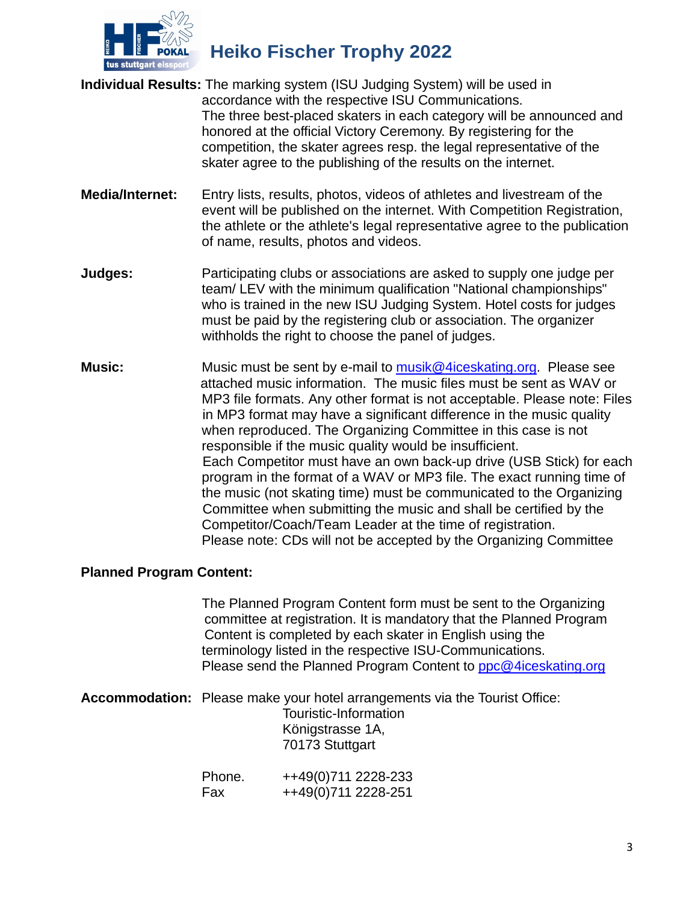**Individual Results:** The marking system (ISU Judging System) will be used in accordance with the respective ISU Communications.
The three best-placed skaters in each category will be announced and honored at the official Victory Ceremony. By registering for the competition, the skater agrees resp. the legal representative of the skater agree to the publishing of the results on the internet.

**Media/Internet:** Entry lists, results, photos, videos of athletes and livestream of the event will be published on the internet. With Competition Registration, the athlete or the athlete's legal representative agree to the publication of name, results, photos and videos.

**Judges:** Participating clubs or associations are asked to supply one judge per team/ LEV with the minimum qualification "National championships" who is trained in the new ISU Judging System. Hotel costs for judges must be paid by the registering club or association. The organizer withholds the right to choose the panel of judges.

**Music:** Music must be sent by e-mail to musik@4iceskating.org. Please see attached music information. The music files must be sent as WAV or MP3 file formats. Any other format is not acceptable. Please note: Files in MP3 format may have a significant difference in the music quality when reproduced. The Organizing Committee in this case is not responsible if the music quality would be insufficient.
Each Competitor must have an own back-up drive (USB Stick) for each program in the format of a WAV or MP3 file. The exact running time of the music (not skating time) must be communicated to the Organizing Committee when submitting the music and shall be certified by the Competitor/Coach/Team Leader at the time of registration.
Please note: CDs will not be accepted by the Organizing Committee

**Planned Program Content:**

The Planned Program Content form must be sent to the Organizing committee at registration. It is mandatory that the Planned Program Content is completed by each skater in English using the terminology listed in the respective ISU-Communications.
Please send the Planned Program Content to ppc@4iceskating.org

**Accommodation:** Please make your hotel arrangements via the Tourist Office:

Touristic-Information
Königstrasse 1A,
70173 Stuttgart

Phone. ++49(0)711 2228-233
Fax ++49(0)711 2228-251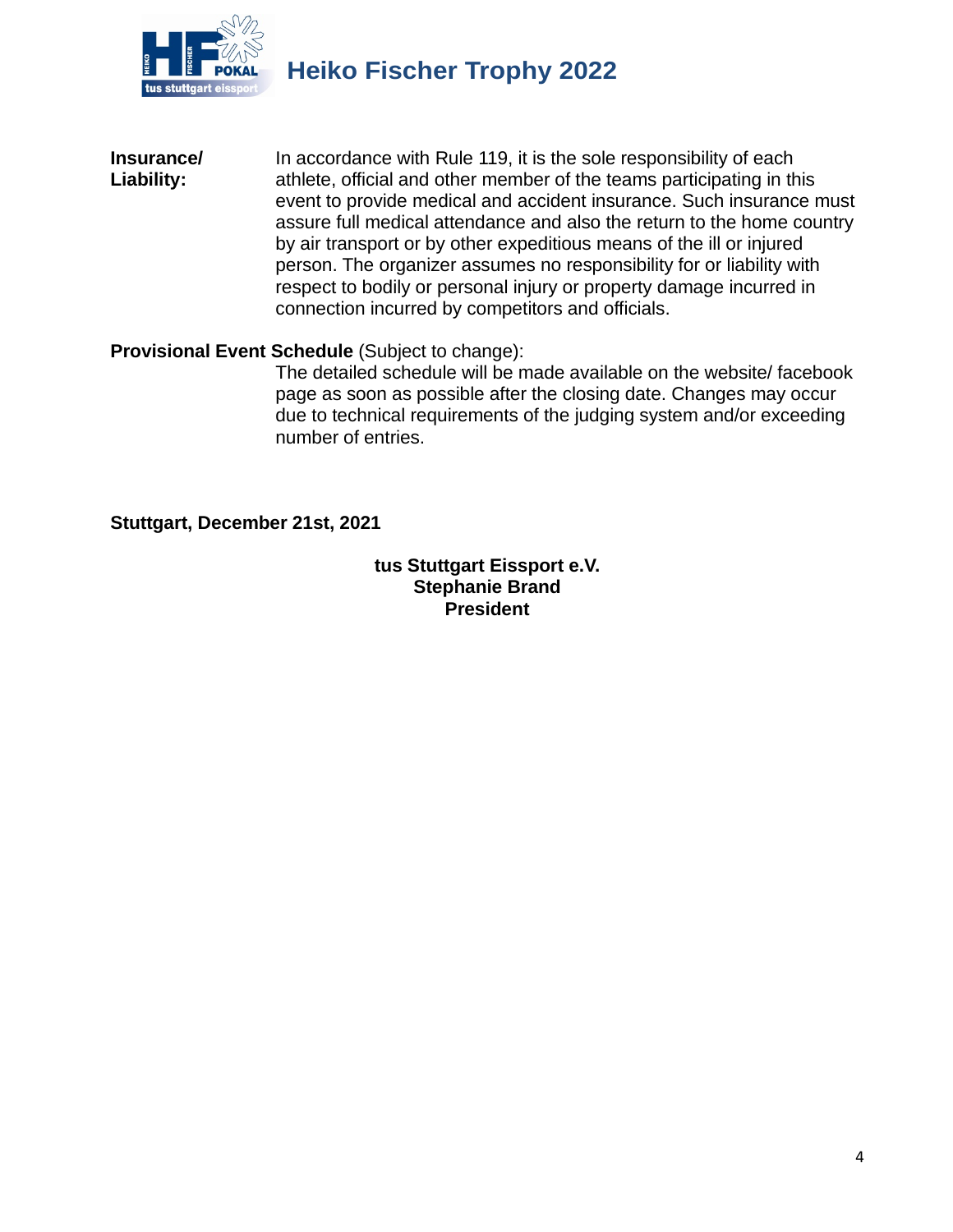**Insurance/ Liability:** In accordance with Rule 119, it is the sole responsibility of each athlete, official and other member of the teams participating in this event to provide medical and accident insurance. Such insurance must assure full medical attendance and also the return to the home country by air transport or by other expeditious means of the ill or injured person. The organizer assumes no responsibility for or liability with respect to bodily or personal injury or property damage incurred in connection incurred by competitors and officials.

**Provisional Event Schedule** (Subject to change):

The detailed schedule will be made available on the website/ facebook page as soon as possible after the closing date. Changes may occur due to technical requirements of the judging system and/or exceeding number of entries.

**Stuttgart, December 21st, 2021**

**tus Stuttgart Eissport e.V.**
**Stephanie Brand**
**President**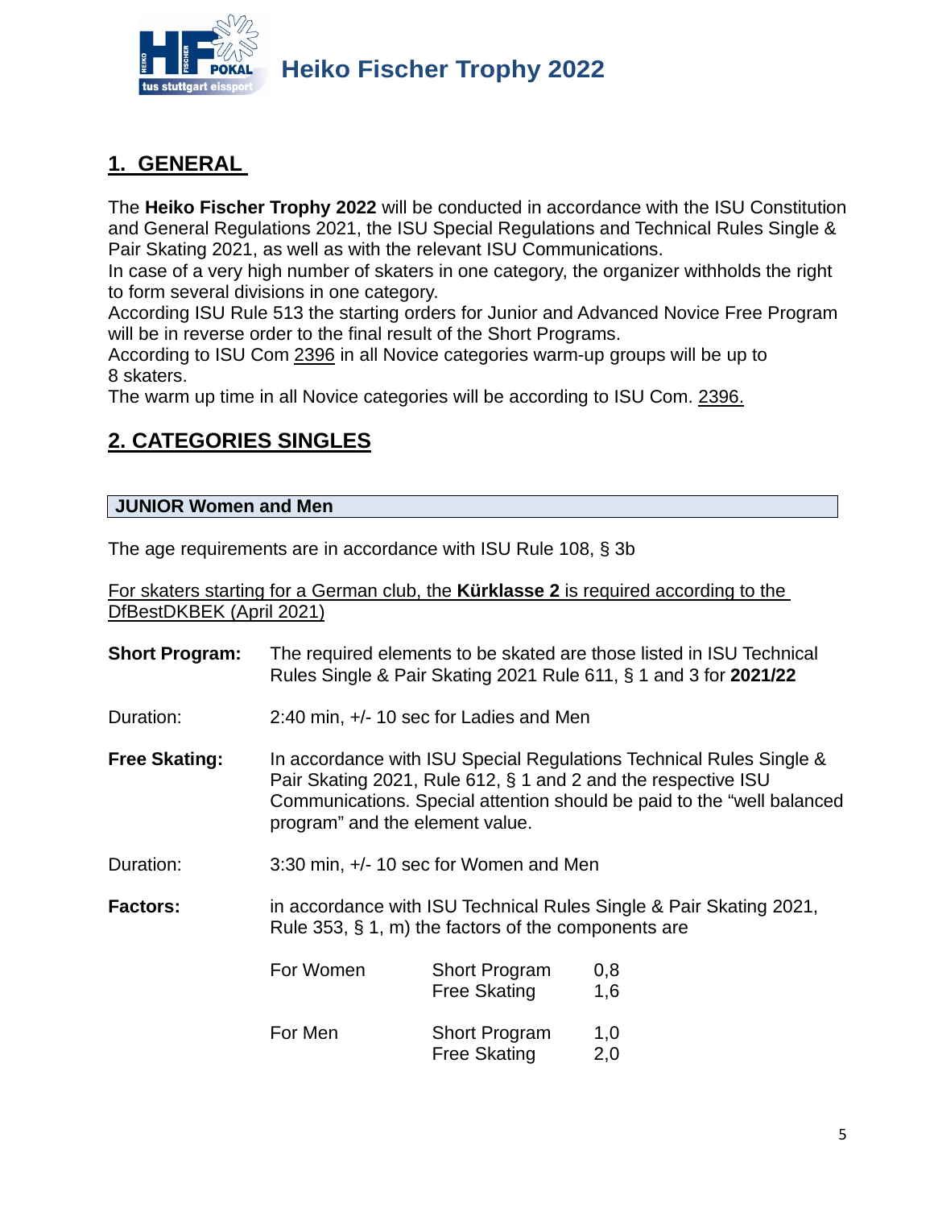## 1. GENERAL

The **Heiko Fischer Trophy 2022** will be conducted in accordance with the ISU Constitution and General Regulations 2021, the ISU Special Regulations and Technical Rules Single & Pair Skating 2021, as well as with the relevant ISU Communications.
In case of a very high number of skaters in one category, the organizer withholds the right to form several divisions in one category.
According ISU Rule 513 the starting orders for Junior and Advanced Novice Free Program will be in reverse order to the final result of the Short Programs.
According to ISU Com 2396 in all Novice categories warm-up groups will be up to 8 skaters.
The warm up time in all Novice categories will be according to ISU Com. 2396.

## 2. CATEGORIES SINGLES

### JUNIOR Women and Men

The age requirements are in accordance with ISU Rule 108, § 3b

For skaters starting for a German club, the **Kürklasse 2** is required according to the DfBestDKBEK (April 2021)

**Short Program:** The required elements to be skated are those listed in ISU Technical Rules Single & Pair Skating 2021 Rule 611, § 1 and 3 for **2021/22**

Duration: 2:40 min, +/- 10 sec for Ladies and Men

**Free Skating:** In accordance with ISU Special Regulations Technical Rules Single & Pair Skating 2021, Rule 612, § 1 and 2 and the respective ISU Communications. Special attention should be paid to the "well balanced program" and the element value.

Duration: 3:30 min, +/- 10 sec for Women and Men

**Factors:** in accordance with ISU Technical Rules Single & Pair Skating 2021, Rule 353, § 1, m) the factors of the components are

| | | |
|---|---|---|
| For Women | Short Program | 0,8 |
| | Free Skating | 1,6 |
| For Men | Short Program | 1,0 |
| | Free Skating | 2,0 |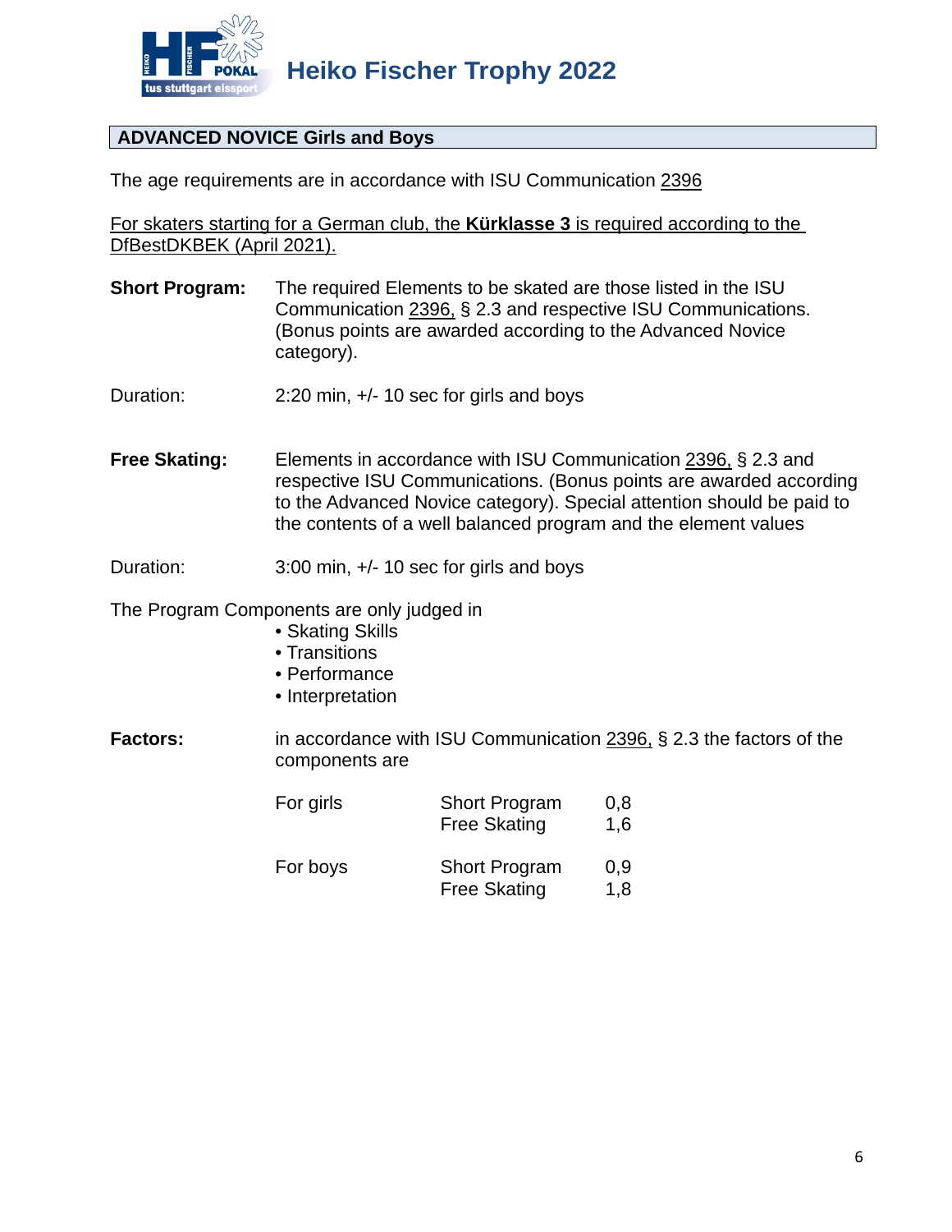## ADVANCED NOVICE Girls and Boys

The age requirements are in accordance with ISU Communication 2396

For skaters starting for a German club, the **Kürklasse 3** is required according to the DfBestDKBEK (April 2021).

**Short Program:** The required Elements to be skated are those listed in the ISU Communication 2396, § 2.3 and respective ISU Communications. (Bonus points are awarded according to the Advanced Novice category).

Duration: 2:20 min, +/- 10 sec for girls and boys

**Free Skating:** Elements in accordance with ISU Communication 2396, § 2.3 and respective ISU Communications. (Bonus points are awarded according to the Advanced Novice category). Special attention should be paid to the contents of a well balanced program and the element values

Duration: 3:00 min, +/- 10 sec for girls and boys

The Program Components are only judged in

- Skating Skills
- Transitions
- Performance
- Interpretation

**Factors:** in accordance with ISU Communication 2396, § 2.3 the factors of the components are

| | | |
|---|---|---|
| For girls | Short Program | 0,8 |
| | Free Skating | 1,6 |
| For boys | Short Program | 0,9 |
| | Free Skating | 1,8 |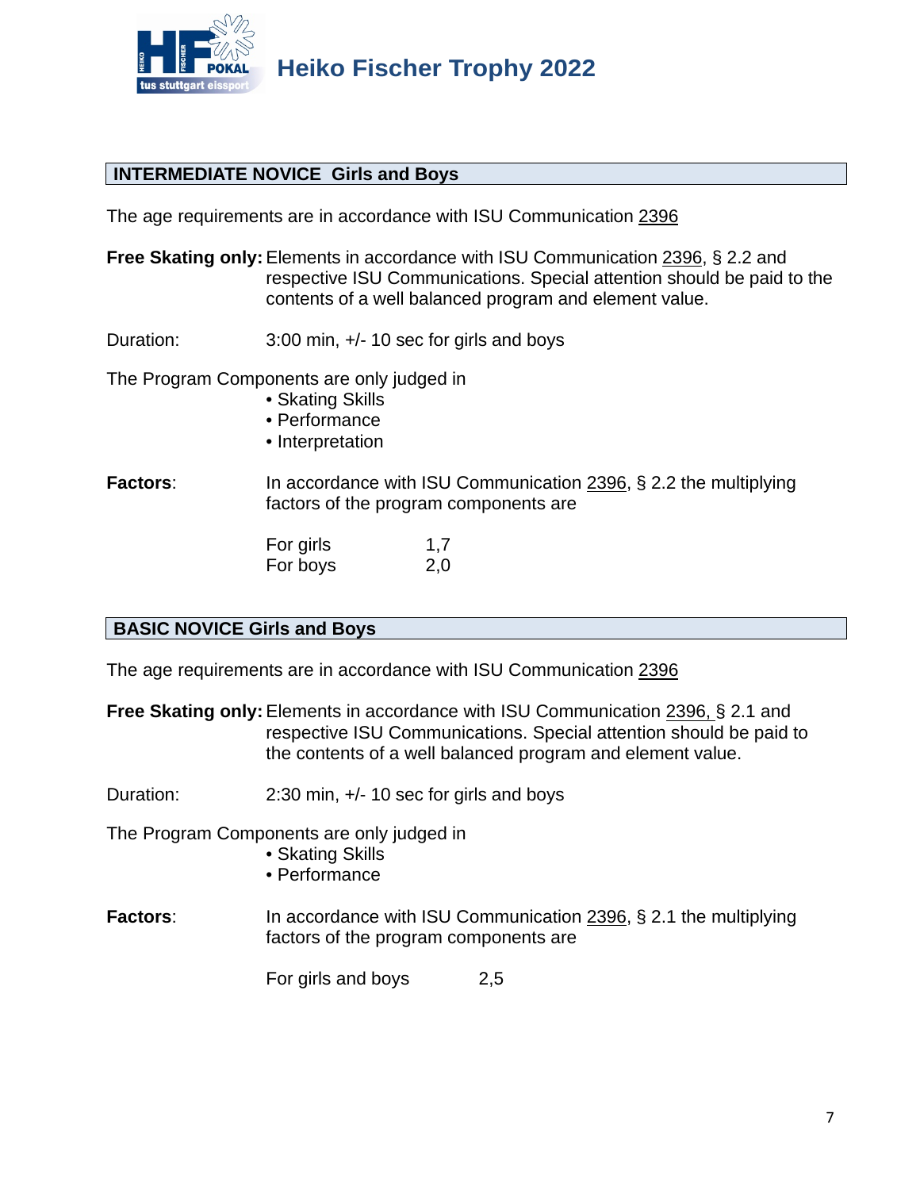## INTERMEDIATE NOVICE Girls and Boys

The age requirements are in accordance with ISU Communication 2396

**Free Skating only:** Elements in accordance with ISU Communication 2396, § 2.2 and respective ISU Communications. Special attention should be paid to the contents of a well balanced program and element value.

Duration: 3:00 min, +/- 10 sec for girls and boys

The Program Components are only judged in

- Skating Skills
- Performance
- Interpretation

**Factors**: In accordance with ISU Communication 2396, § 2.2 the multiplying factors of the program components are

| | |
|---|---|
| For girls | 1,7 |
| For boys | 2,0 |

## BASIC NOVICE Girls and Boys

The age requirements are in accordance with ISU Communication 2396

**Free Skating only:** Elements in accordance with ISU Communication 2396, § 2.1 and respective ISU Communications. Special attention should be paid to the contents of a well balanced program and element value.

Duration: 2:30 min, +/- 10 sec for girls and boys

The Program Components are only judged in

- Skating Skills
- Performance

**Factors**: In accordance with ISU Communication 2396, § 2.1 the multiplying factors of the program components are

| | |
|---|---|
| For girls and boys | 2,5 |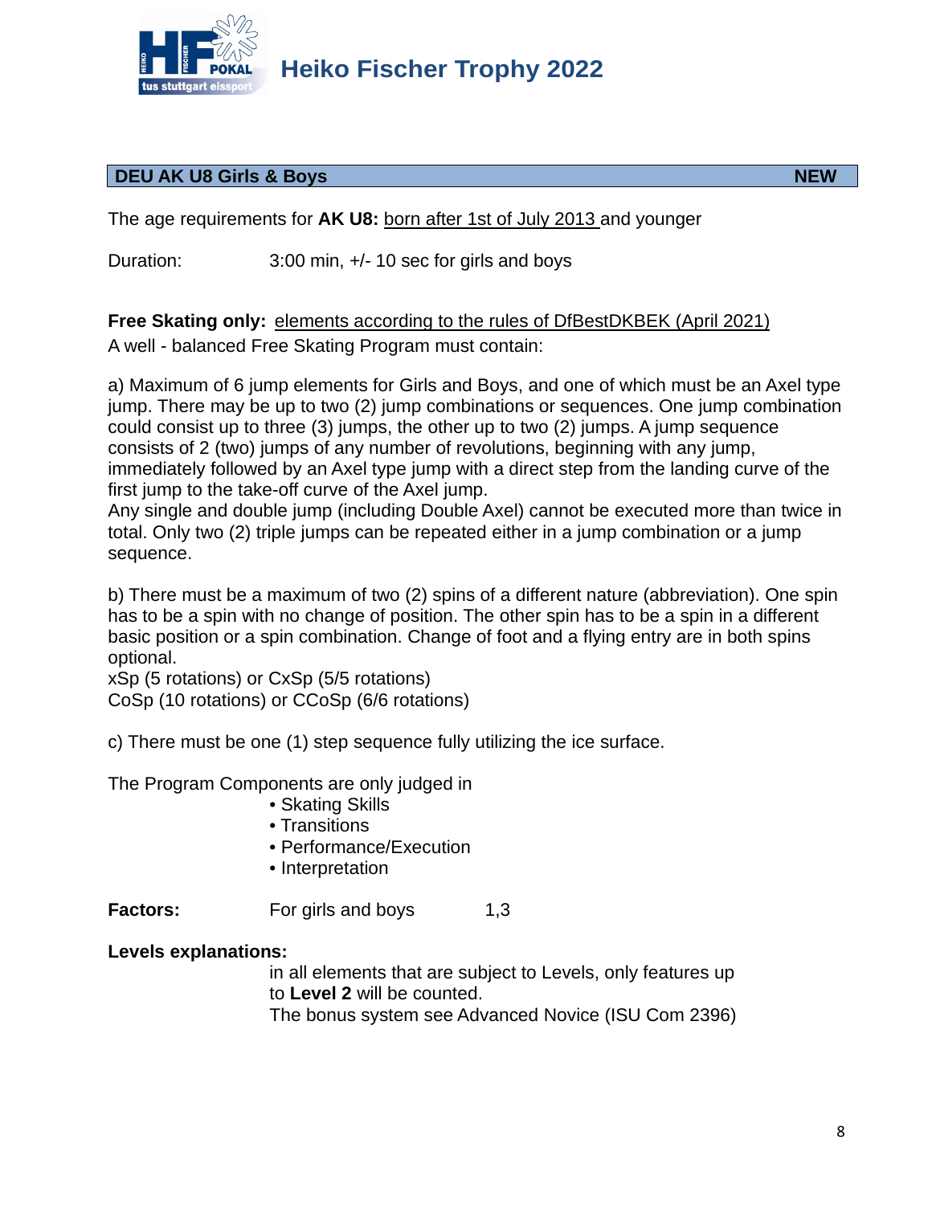## DEU AK U8 Girls & Boys — NEW

The age requirements for **AK U8:** born after 1st of July 2013 and younger

Duration: 3:00 min, +/- 10 sec for girls and boys

**Free Skating only:** elements according to the rules of DfBestDKBEK (April 2021)

A well - balanced Free Skating Program must contain:

a) Maximum of 6 jump elements for Girls and Boys, and one of which must be an Axel type jump. There may be up to two (2) jump combinations or sequences. One jump combination could consist up to three (3) jumps, the other up to two (2) jumps. A jump sequence consists of 2 (two) jumps of any number of revolutions, beginning with any jump, immediately followed by an Axel type jump with a direct step from the landing curve of the first jump to the take-off curve of the Axel jump.
Any single and double jump (including Double Axel) cannot be executed more than twice in total. Only two (2) triple jumps can be repeated either in a jump combination or a jump sequence.

b) There must be a maximum of two (2) spins of a different nature (abbreviation). One spin has to be a spin with no change of position. The other spin has to be a spin in a different basic position or a spin combination. Change of foot and a flying entry are in both spins optional.
xSp (5 rotations) or CxSp (5/5 rotations)
CoSp (10 rotations) or CCoSp (6/6 rotations)

c) There must be one (1) step sequence fully utilizing the ice surface.

The Program Components are only judged in

- Skating Skills
- Transitions
- Performance/Execution
- Interpretation

**Factors:** For girls and boys 1,3

**Levels explanations:**

in all elements that are subject to Levels, only features up to **Level 2** will be counted.
The bonus system see Advanced Novice (ISU Com 2396)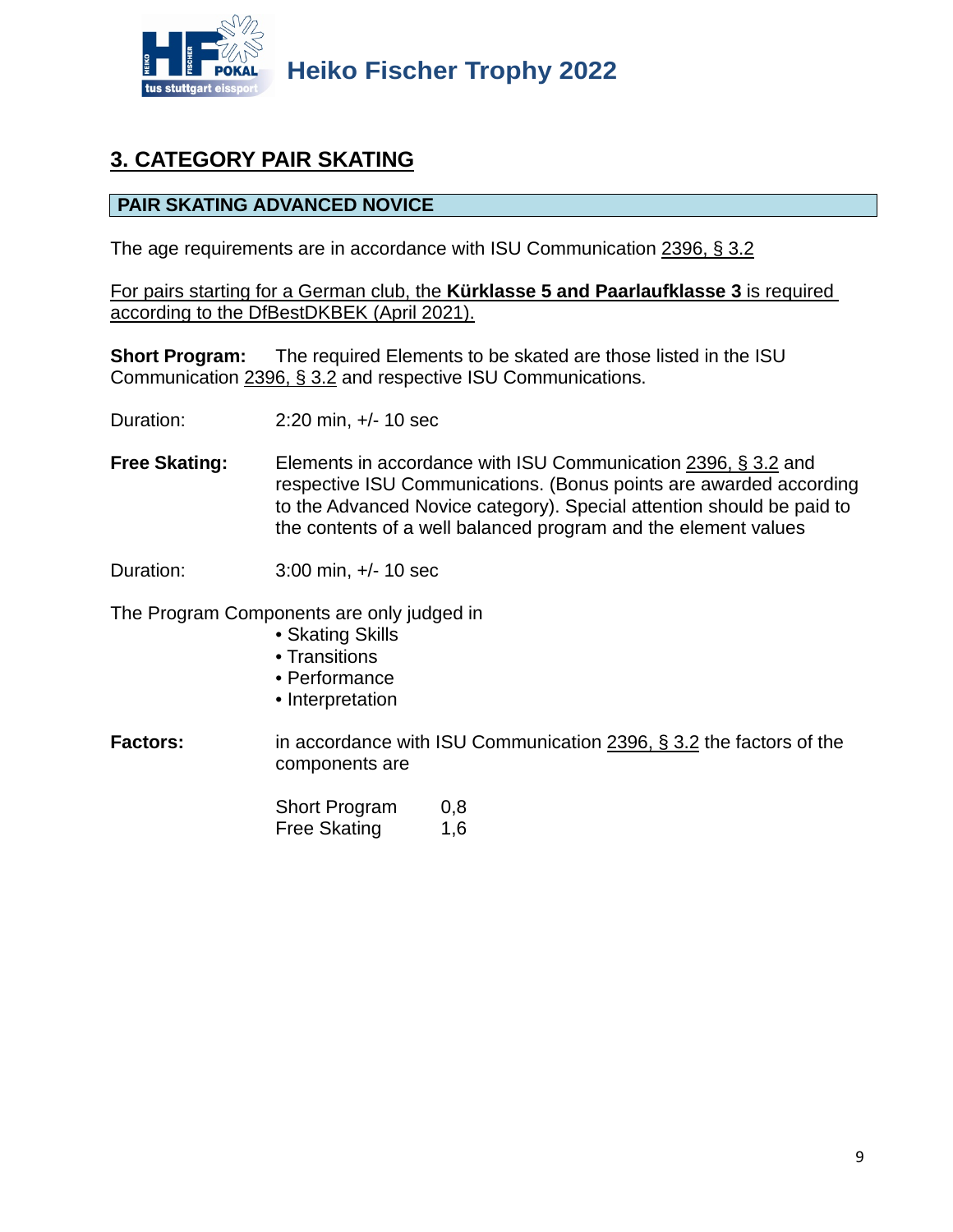## 3. CATEGORY PAIR SKATING

### PAIR SKATING ADVANCED NOVICE

The age requirements are in accordance with ISU Communication 2396, § 3.2

For pairs starting for a German club, the **Kürklasse 5 and Paarlaufklasse 3** is required according to the DfBestDKBEK (April 2021).

**Short Program:** The required Elements to be skated are those listed in the ISU Communication 2396, § 3.2 and respective ISU Communications.

Duration: 2:20 min, +/- 10 sec

**Free Skating:** Elements in accordance with ISU Communication 2396, § 3.2 and respective ISU Communications. (Bonus points are awarded according to the Advanced Novice category). Special attention should be paid to the contents of a well balanced program and the element values

Duration: 3:00 min, +/- 10 sec

The Program Components are only judged in

- Skating Skills
- Transitions
- Performance
- Interpretation

**Factors:** in accordance with ISU Communication 2396, § 3.2 the factors of the components are

| | |
|---|---|
| Short Program | 0,8 |
| Free Skating | 1,6 |